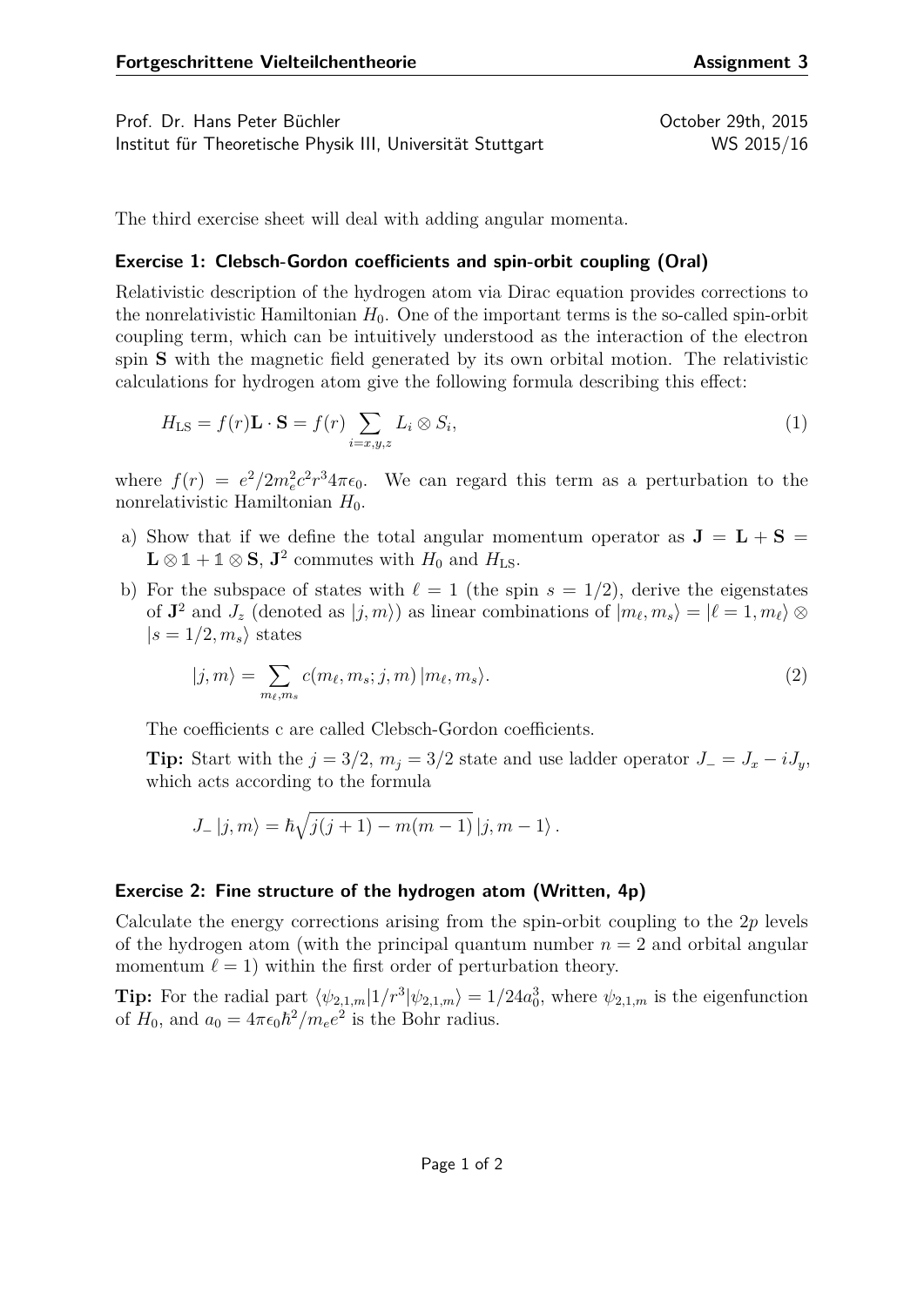**Fortgeschrittene Vielteilchentheorie** **Assignment 3**

Prof. Dr. Hans Peter Büchler October 29th, 2015
Institut für Theoretische Physik III, Universität Stuttgart WS 2015/16

The third exercise sheet will deal with adding angular momenta.

### Exercise 1: Clebsch-Gordon coefficients and spin-orbit coupling (Oral)

Relativistic description of the hydrogen atom via Dirac equation provides corrections to the nonrelativistic Hamiltonian $H_0$. One of the important terms is the so-called spin-orbit coupling term, which can be intuitively understood as the interaction of the electron spin $\mathbf{S}$ with the magnetic field generated by its own orbital motion. The relativistic calculations for hydrogen atom give the following formula describing this effect:

$$H_{\text{LS}} = f(r)\mathbf{L} \cdot \mathbf{S} = f(r) \sum_{i=x,y,z} L_i \otimes S_i, \tag{1}$$

where $f(r) = e^2/2m_e^2c^2r^3 4\pi\epsilon_0$. We can regard this term as a perturbation to the nonrelativistic Hamiltonian $H_0$.

a) Show that if we define the total angular momentum operator as $\mathbf{J} = \mathbf{L} + \mathbf{S} = \mathbf{L} \otimes \mathbb{1} + \mathbb{1} \otimes \mathbf{S}$, $\mathbf{J}^2$ commutes with $H_0$ and $H_{\text{LS}}$.

b) For the subspace of states with $\ell = 1$ (the spin $s = 1/2$), derive the eigenstates of $\mathbf{J}^2$ and $J_z$ (denoted as $|j, m\rangle$) as linear combinations of $|m_\ell, m_s\rangle = |\ell = 1, m_\ell\rangle \otimes |s = 1/2, m_s\rangle$ states

$$|j, m\rangle = \sum_{m_\ell, m_s} c(m_\ell, m_s; j, m)\, |m_\ell, m_s\rangle. \tag{2}$$

The coefficients c are called Clebsch-Gordon coefficients.

**Tip:** Start with the $j = 3/2$, $m_j = 3/2$ state and use ladder operator $J_- = J_x - iJ_y$, which acts according to the formula

$$J_- \, |j, m\rangle = \hbar\sqrt{j(j+1) - m(m-1)}\, |j, m-1\rangle \, .$$

### Exercise 2: Fine structure of the hydrogen atom (Written, 4p)

Calculate the energy corrections arising from the spin-orbit coupling to the $2p$ levels of the hydrogen atom (with the principal quantum number $n = 2$ and orbital angular momentum $\ell = 1$) within the first order of perturbation theory.

**Tip:** For the radial part $\langle \psi_{2,1,m} | 1/r^3 | \psi_{2,1,m} \rangle = 1/24a_0^3$, where $\psi_{2,1,m}$ is the eigenfunction of $H_0$, and $a_0 = 4\pi\epsilon_0\hbar^2/m_e e^2$ is the Bohr radius.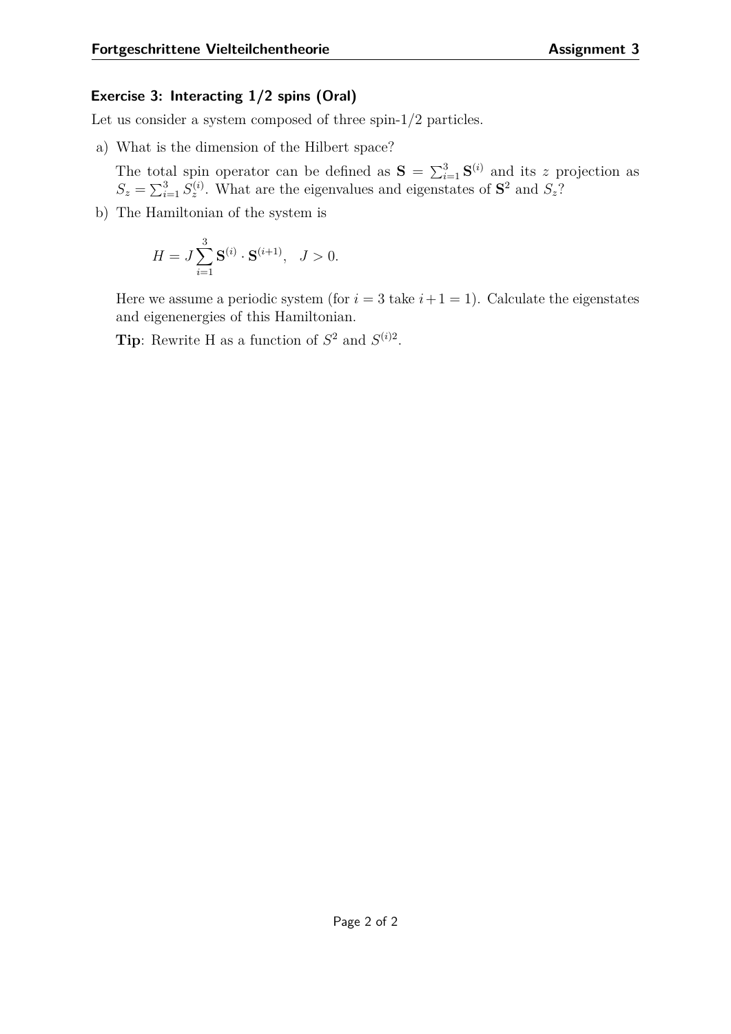### Exercise 3: Interacting 1/2 spins (Oral)

Let us consider a system composed of three spin-1/2 particles.

a) What is the dimension of the Hilbert space?

   The total spin operator can be defined as $\mathbf{S} = \sum_{i=1}^{3} \mathbf{S}^{(i)}$ and its $z$ projection as $S_z = \sum_{i=1}^{3} S_z^{(i)}$. What are the eigenvalues and eigenstates of $\mathbf{S}^2$ and $S_z$?

b) The Hamiltonian of the system is

$$H = J \sum_{i=1}^{3} \mathbf{S}^{(i)} \cdot \mathbf{S}^{(i+1)}, \quad J > 0.$$

   Here we assume a periodic system (for $i = 3$ take $i + 1 = 1$). Calculate the eigenstates and eigenenergies of this Hamiltonian.

   **Tip**: Rewrite H as a function of $S^2$ and $S^{(i)2}$.